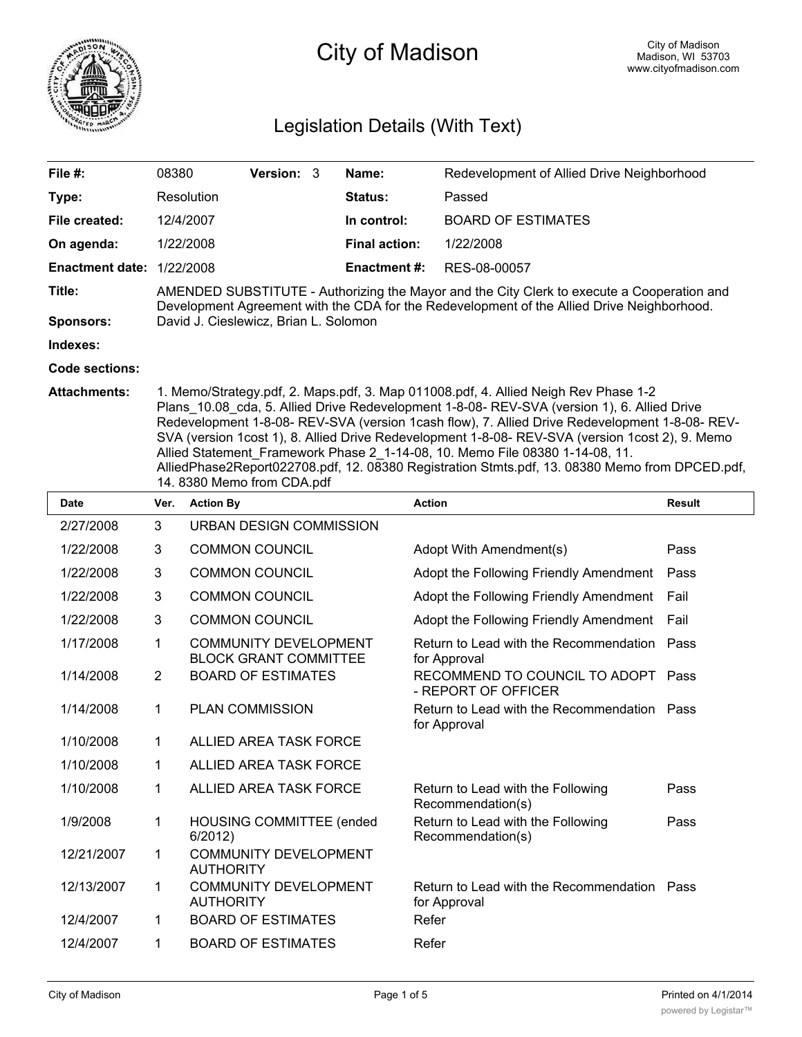# City of Madison

City of Madison
Madison, WI 53703
www.cityofmadison.com

## Legislation Details (With Text)

| | | | |
|---|---|---|---|
| **File #:** | 08380 **Version:** 3 | **Name:** | Redevelopment of Allied Drive Neighborhood |
| **Type:** | Resolution | **Status:** | Passed |
| **File created:** | 12/4/2007 | **In control:** | BOARD OF ESTIMATES |
| **On agenda:** | 1/22/2008 | **Final action:** | 1/22/2008 |
| **Enactment date:** | 1/22/2008 | **Enactment #:** | RES-08-00057 |

**Title:** AMENDED SUBSTITUTE - Authorizing the Mayor and the City Clerk to execute a Cooperation and Development Agreement with the CDA for the Redevelopment of the Allied Drive Neighborhood.

**Sponsors:** David J. Cieslewicz, Brian L. Solomon

**Indexes:**

**Code sections:**

**Attachments:** 1. Memo/Strategy.pdf, 2. Maps.pdf, 3. Map 011008.pdf, 4. Allied Neigh Rev Phase 1-2 Plans_10.08_cda, 5. Allied Drive Redevelopment 1-8-08- REV-SVA (version 1), 6. Allied Drive Redevelopment 1-8-08- REV-SVA (version 1cash flow), 7. Allied Drive Redevelopment 1-8-08- REV-SVA (version 1cost 1), 8. Allied Drive Redevelopment 1-8-08- REV-SVA (version 1cost 2), 9. Memo Allied Statement_Framework Phase 2_1-14-08, 10. Memo File 08380 1-14-08, 11. AlliedPhase2Report022708.pdf, 12. 08380 Registration Stmts.pdf, 13. 08380 Memo from DPCED.pdf, 14. 8380 Memo from CDA.pdf

| Date | Ver. | Action By | Action | Result |
|---|---|---|---|---|
| 2/27/2008 | 3 | URBAN DESIGN COMMISSION | | |
| 1/22/2008 | 3 | COMMON COUNCIL | Adopt With Amendment(s) | Pass |
| 1/22/2008 | 3 | COMMON COUNCIL | Adopt the Following Friendly Amendment | Pass |
| 1/22/2008 | 3 | COMMON COUNCIL | Adopt the Following Friendly Amendment | Fail |
| 1/22/2008 | 3 | COMMON COUNCIL | Adopt the Following Friendly Amendment | Fail |
| 1/17/2008 | 1 | COMMUNITY DEVELOPMENT BLOCK GRANT COMMITTEE | Return to Lead with the Recommendation for Approval | Pass |
| 1/14/2008 | 2 | BOARD OF ESTIMATES | RECOMMEND TO COUNCIL TO ADOPT - REPORT OF OFFICER | Pass |
| 1/14/2008 | 1 | PLAN COMMISSION | Return to Lead with the Recommendation for Approval | Pass |
| 1/10/2008 | 1 | ALLIED AREA TASK FORCE | | |
| 1/10/2008 | 1 | ALLIED AREA TASK FORCE | | |
| 1/10/2008 | 1 | ALLIED AREA TASK FORCE | Return to Lead with the Following Recommendation(s) | Pass |
| 1/9/2008 | 1 | HOUSING COMMITTEE (ended 6/2012) | Return to Lead with the Following Recommendation(s) | Pass |
| 12/21/2007 | 1 | COMMUNITY DEVELOPMENT AUTHORITY | | |
| 12/13/2007 | 1 | COMMUNITY DEVELOPMENT AUTHORITY | Return to Lead with the Recommendation for Approval | Pass |
| 12/4/2007 | 1 | BOARD OF ESTIMATES | Refer | |
| 12/4/2007 | 1 | BOARD OF ESTIMATES | Refer | |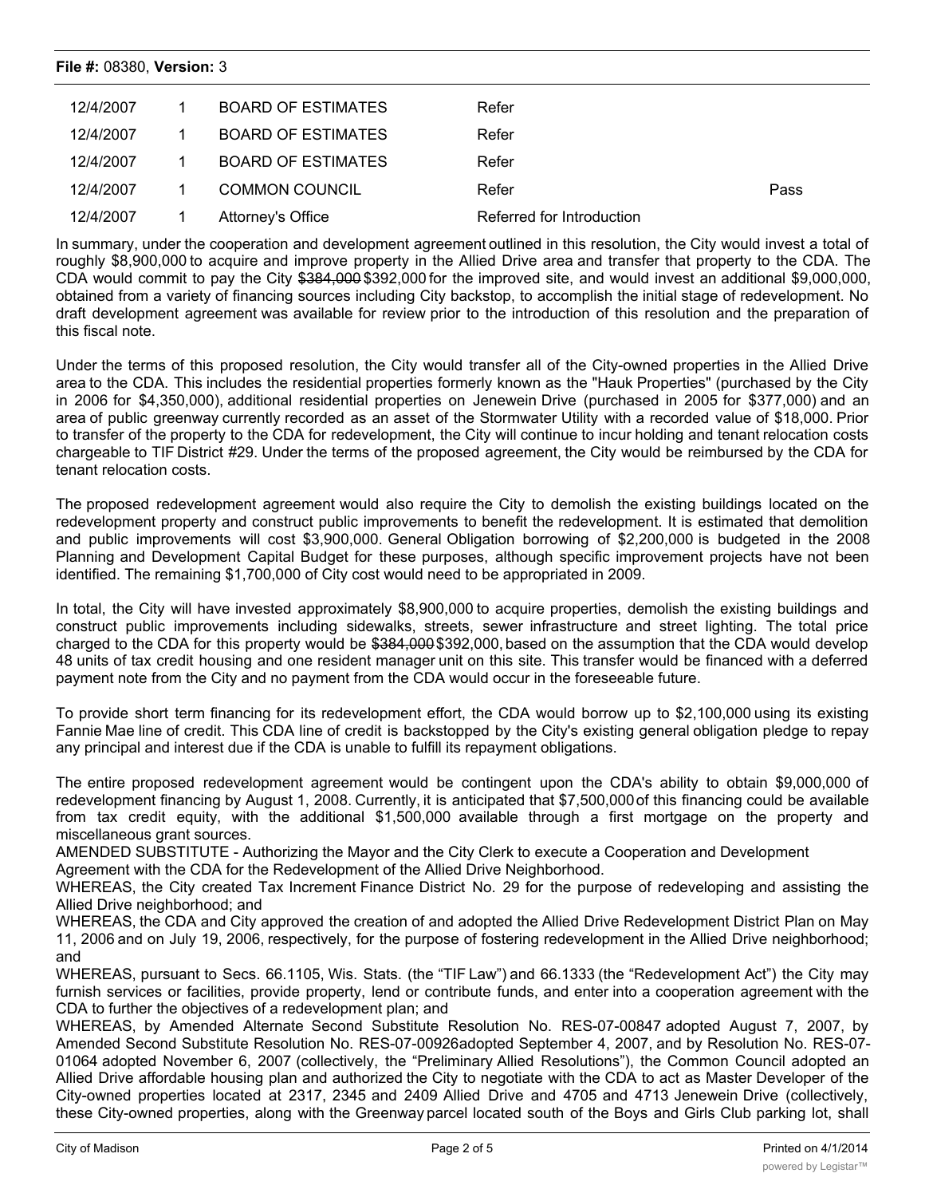| | | | | |
|---|---|---|---|---|
| 12/4/2007 | 1 | BOARD OF ESTIMATES | Refer | |
| 12/4/2007 | 1 | BOARD OF ESTIMATES | Refer | |
| 12/4/2007 | 1 | BOARD OF ESTIMATES | Refer | |
| 12/4/2007 | 1 | COMMON COUNCIL | Refer | Pass |
| 12/4/2007 | 1 | Attorney's Office | Referred for Introduction | |

In summary, under the cooperation and development agreement outlined in this resolution, the City would invest a total of roughly $8,900,000 to acquire and improve property in the Allied Drive area and transfer that property to the CDA. The CDA would commit to pay the City ~~$384,000~~ $392,000 for the improved site, and would invest an additional $9,000,000, obtained from a variety of financing sources including City backstop, to accomplish the initial stage of redevelopment. No draft development agreement was available for review prior to the introduction of this resolution and the preparation of this fiscal note.

Under the terms of this proposed resolution, the City would transfer all of the City-owned properties in the Allied Drive area to the CDA. This includes the residential properties formerly known as the "Hauk Properties" (purchased by the City in 2006 for $4,350,000), additional residential properties on Jenewein Drive (purchased in 2005 for $377,000) and an area of public greenway currently recorded as an asset of the Stormwater Utility with a recorded value of $18,000. Prior to transfer of the property to the CDA for redevelopment, the City will continue to incur holding and tenant relocation costs chargeable to TIF District #29. Under the terms of the proposed agreement, the City would be reimbursed by the CDA for tenant relocation costs.

The proposed redevelopment agreement would also require the City to demolish the existing buildings located on the redevelopment property and construct public improvements to benefit the redevelopment. It is estimated that demolition and public improvements will cost $3,900,000. General Obligation borrowing of $2,200,000 is budgeted in the 2008 Planning and Development Capital Budget for these purposes, although specific improvement projects have not been identified. The remaining $1,700,000 of City cost would need to be appropriated in 2009.

In total, the City will have invested approximately $8,900,000 to acquire properties, demolish the existing buildings and construct public improvements including sidewalks, streets, sewer infrastructure and street lighting. The total price charged to the CDA for this property would be ~~$384,000~~ $392,000, based on the assumption that the CDA would develop 48 units of tax credit housing and one resident manager unit on this site. This transfer would be financed with a deferred payment note from the City and no payment from the CDA would occur in the foreseeable future.

To provide short term financing for its redevelopment effort, the CDA would borrow up to $2,100,000 using its existing Fannie Mae line of credit. This CDA line of credit is backstopped by the City's existing general obligation pledge to repay any principal and interest due if the CDA is unable to fulfill its repayment obligations.

The entire proposed redevelopment agreement would be contingent upon the CDA's ability to obtain $9,000,000 of redevelopment financing by August 1, 2008. Currently, it is anticipated that $7,500,000 of this financing could be available from tax credit equity, with the additional $1,500,000 available through a first mortgage on the property and miscellaneous grant sources.

AMENDED SUBSTITUTE - Authorizing the Mayor and the City Clerk to execute a Cooperation and Development Agreement with the CDA for the Redevelopment of the Allied Drive Neighborhood.

WHEREAS, the City created Tax Increment Finance District No. 29 for the purpose of redeveloping and assisting the Allied Drive neighborhood; and

WHEREAS, the CDA and City approved the creation of and adopted the Allied Drive Redevelopment District Plan on May 11, 2006 and on July 19, 2006, respectively, for the purpose of fostering redevelopment in the Allied Drive neighborhood; and

WHEREAS, pursuant to Secs. 66.1105, Wis. Stats. (the "TIF Law") and 66.1333 (the "Redevelopment Act") the City may furnish services or facilities, provide property, lend or contribute funds, and enter into a cooperation agreement with the CDA to further the objectives of a redevelopment plan; and

WHEREAS, by Amended Alternate Second Substitute Resolution No. RES-07-00847 adopted August 7, 2007, by Amended Second Substitute Resolution No. RES-07-00926adopted September 4, 2007, and by Resolution No. RES-07-01064 adopted November 6, 2007 (collectively, the "Preliminary Allied Resolutions"), the Common Council adopted an Allied Drive affordable housing plan and authorized the City to negotiate with the CDA to act as Master Developer of the City-owned properties located at 2317, 2345 and 2409 Allied Drive and 4705 and 4713 Jenewein Drive (collectively, these City-owned properties, along with the Greenway parcel located south of the Boys and Girls Club parking lot, shall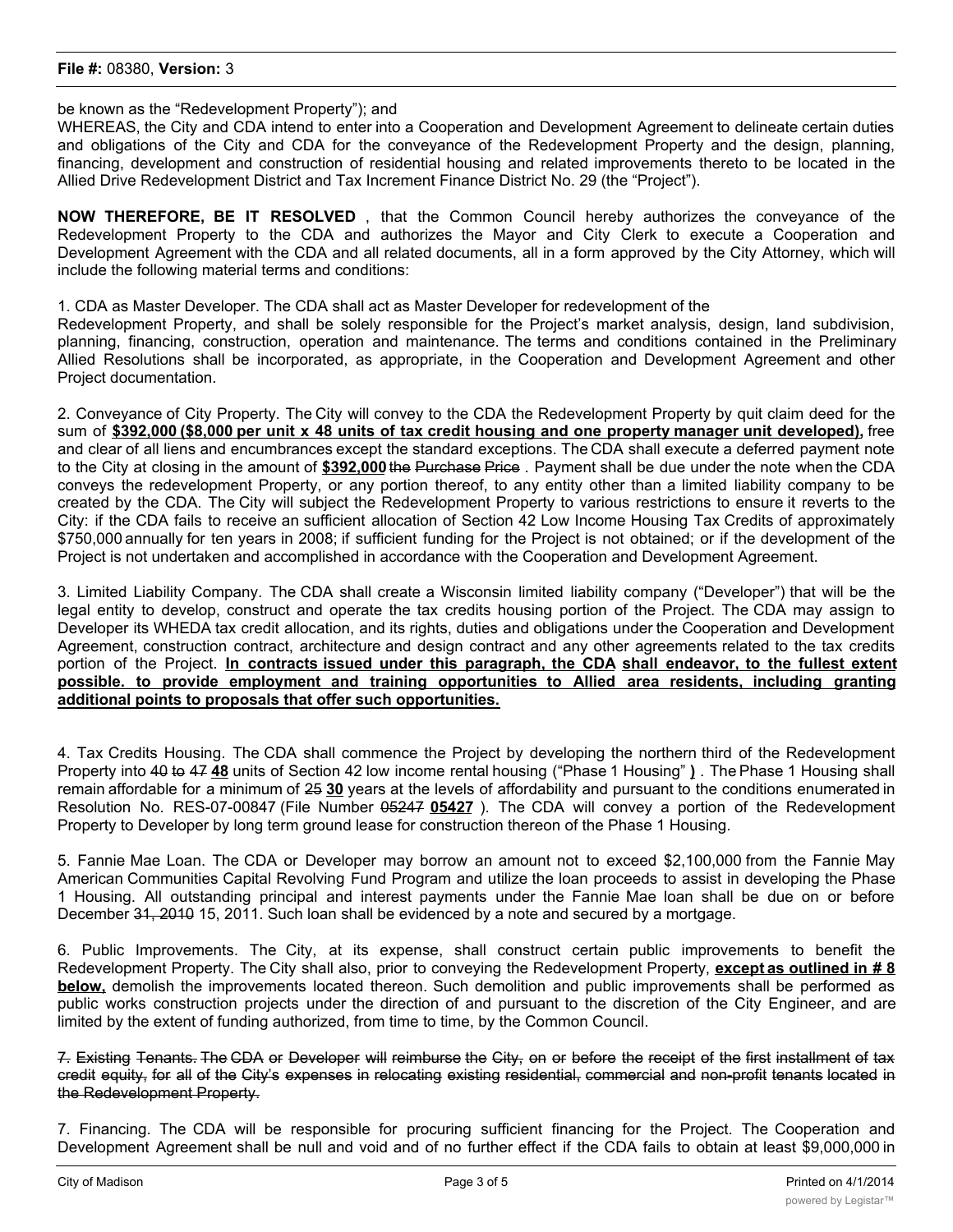be known as the "Redevelopment Property"); and

WHEREAS, the City and CDA intend to enter into a Cooperation and Development Agreement to delineate certain duties and obligations of the City and CDA for the conveyance of the Redevelopment Property and the design, planning, financing, development and construction of residential housing and related improvements thereto to be located in the Allied Drive Redevelopment District and Tax Increment Finance District No. 29 (the "Project").

**NOW THEREFORE, BE IT RESOLVED** , that the Common Council hereby authorizes the conveyance of the Redevelopment Property to the CDA and authorizes the Mayor and City Clerk to execute a Cooperation and Development Agreement with the CDA and all related documents, all in a form approved by the City Attorney, which will include the following material terms and conditions:

1. CDA as Master Developer. The CDA shall act as Master Developer for redevelopment of the Redevelopment Property, and shall be solely responsible for the Project's market analysis, design, land subdivision, planning, financing, construction, operation and maintenance. The terms and conditions contained in the Preliminary Allied Resolutions shall be incorporated, as appropriate, in the Cooperation and Development Agreement and other Project documentation.

2. Conveyance of City Property. The City will convey to the CDA the Redevelopment Property by quit claim deed for the sum of **$392,000 ($8,000 per unit x 48 units of tax credit housing and one property manager unit developed),** free and clear of all liens and encumbrances except the standard exceptions. The CDA shall execute a deferred payment note to the City at closing in the amount of **$392,000** ~~the Purchase Price~~ . Payment shall be due under the note when the CDA conveys the redevelopment Property, or any portion thereof, to any entity other than a limited liability company to be created by the CDA. The City will subject the Redevelopment Property to various restrictions to ensure it reverts to the City: if the CDA fails to receive an sufficient allocation of Section 42 Low Income Housing Tax Credits of approximately $750,000 annually for ten years in 2008; if sufficient funding for the Project is not obtained; or if the development of the Project is not undertaken and accomplished in accordance with the Cooperation and Development Agreement.

3. Limited Liability Company. The CDA shall create a Wisconsin limited liability company ("Developer") that will be the legal entity to develop, construct and operate the tax credits housing portion of the Project. The CDA may assign to Developer its WHEDA tax credit allocation, and its rights, duties and obligations under the Cooperation and Development Agreement, construction contract, architecture and design contract and any other agreements related to the tax credits portion of the Project. **In contracts issued under this paragraph, the CDA shall endeavor, to the fullest extent possible. to provide employment and training opportunities to Allied area residents, including granting additional points to proposals that offer such opportunities.**

4. Tax Credits Housing. The CDA shall commence the Project by developing the northern third of the Redevelopment Property into ~~40 to 47~~ **48** units of Section 42 low income rental housing ("Phase 1 Housing" **)** . The Phase 1 Housing shall remain affordable for a minimum of ~~25~~ **30** years at the levels of affordability and pursuant to the conditions enumerated in Resolution No. RES-07-00847 (File Number ~~05247~~ **05427** ). The CDA will convey a portion of the Redevelopment Property to Developer by long term ground lease for construction thereon of the Phase 1 Housing.

5. Fannie Mae Loan. The CDA or Developer may borrow an amount not to exceed $2,100,000 from the Fannie May American Communities Capital Revolving Fund Program and utilize the loan proceeds to assist in developing the Phase 1 Housing. All outstanding principal and interest payments under the Fannie Mae loan shall be due on or before December ~~31, 2010~~ 15, 2011. Such loan shall be evidenced by a note and secured by a mortgage.

6. Public Improvements. The City, at its expense, shall construct certain public improvements to benefit the Redevelopment Property. The City shall also, prior to conveying the Redevelopment Property, **except as outlined in # 8 below,** demolish the improvements located thereon. Such demolition and public improvements shall be performed as public works construction projects under the direction of and pursuant to the discretion of the City Engineer, and are limited by the extent of funding authorized, from time to time, by the Common Council.

~~7. Existing Tenants. The CDA or Developer will reimburse the City, on or before the receipt of the first installment of tax credit equity, for all of the City's expenses in relocating existing residential, commercial and non-profit tenants located in the Redevelopment Property.~~

7. Financing. The CDA will be responsible for procuring sufficient financing for the Project. The Cooperation and Development Agreement shall be null and void and of no further effect if the CDA fails to obtain at least $9,000,000 in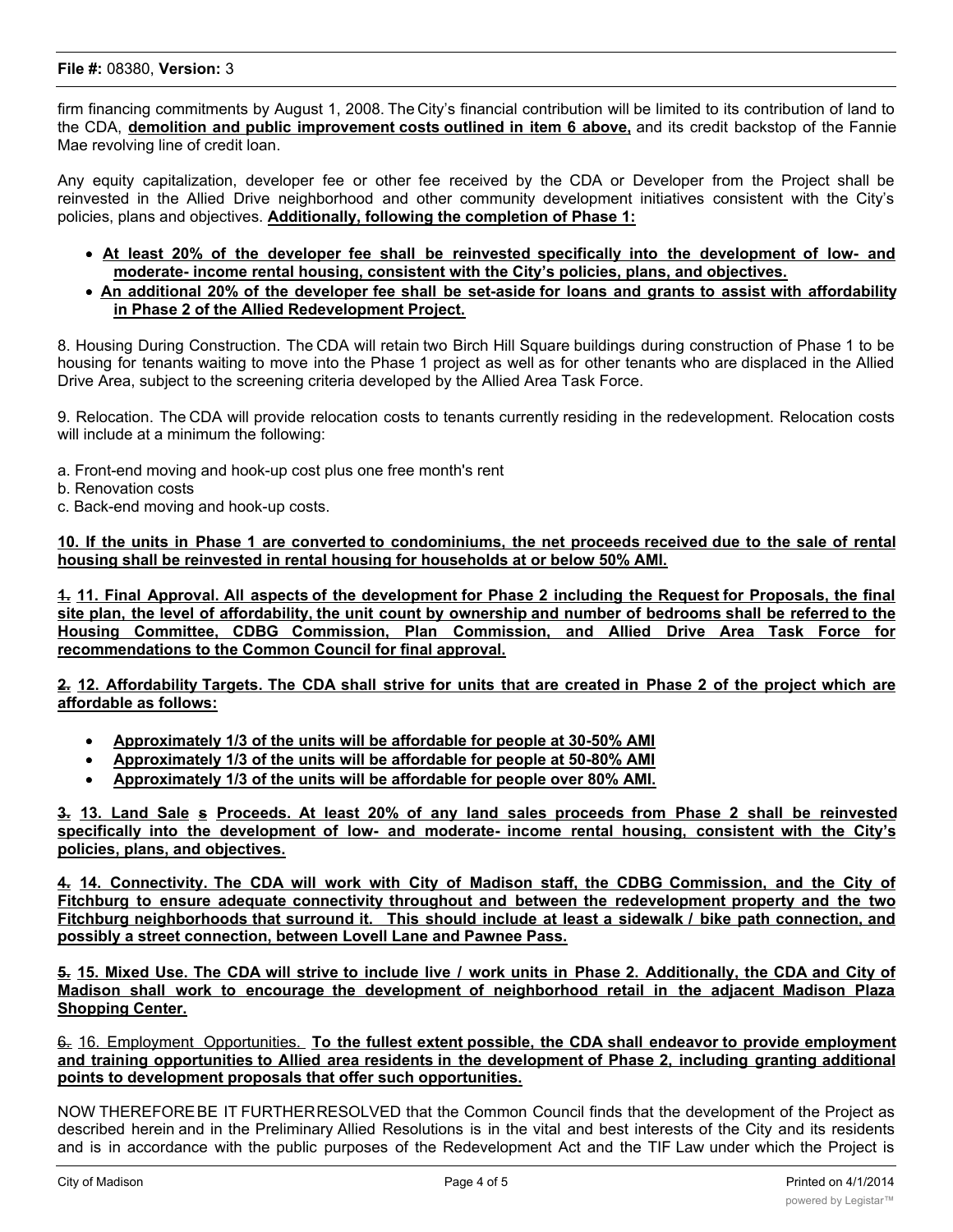firm financing commitments by August 1, 2008. The City's financial contribution will be limited to its contribution of land to the CDA, **demolition and public improvement costs outlined in item 6 above,** and its credit backstop of the Fannie Mae revolving line of credit loan.

Any equity capitalization, developer fee or other fee received by the CDA or Developer from the Project shall be reinvested in the Allied Drive neighborhood and other community development initiatives consistent with the City's policies, plans and objectives. **Additionally, following the completion of Phase 1:**

- **At least 20% of the developer fee shall be reinvested specifically into the development of low- and moderate- income rental housing, consistent with the City's policies, plans, and objectives.**
- **An additional 20% of the developer fee shall be set-aside for loans and grants to assist with affordability in Phase 2 of the Allied Redevelopment Project.**

8. Housing During Construction. The CDA will retain two Birch Hill Square buildings during construction of Phase 1 to be housing for tenants waiting to move into the Phase 1 project as well as for other tenants who are displaced in the Allied Drive Area, subject to the screening criteria developed by the Allied Area Task Force.

9. Relocation. The CDA will provide relocation costs to tenants currently residing in the redevelopment. Relocation costs will include at a minimum the following:

a. Front-end moving and hook-up cost plus one free month's rent
b. Renovation costs
c. Back-end moving and hook-up costs.

**10. If the units in Phase 1 are converted to condominiums, the net proceeds received due to the sale of rental housing shall be reinvested in rental housing for households at or below 50% AMI.**

~~1.~~ **11. Final Approval. All aspects of the development for Phase 2 including the Request for Proposals, the final site plan, the level of affordability, the unit count by ownership and number of bedrooms shall be referred to the Housing Committee, CDBG Commission, Plan Commission, and Allied Drive Area Task Force for recommendations to the Common Council for final approval.**

~~2.~~ **12. Affordability Targets. The CDA shall strive for units that are created in Phase 2 of the project which are affordable as follows:**

- **Approximately 1/3 of the units will be affordable for people at 30-50% AMI**
- **Approximately 1/3 of the units will be affordable for people at 50-80% AMI**
- **Approximately 1/3 of the units will be affordable for people over 80% AMI.**

~~3.~~ **13. Land Sale** ~~s~~ **Proceeds. At least 20% of any land sales proceeds from Phase 2 shall be reinvested specifically into the development of low- and moderate- income rental housing, consistent with the City's policies, plans, and objectives.**

~~4.~~ **14. Connectivity. The CDA will work with City of Madison staff, the CDBG Commission, and the City of Fitchburg to ensure adequate connectivity throughout and between the redevelopment property and the two Fitchburg neighborhoods that surround it. This should include at least a sidewalk / bike path connection, and possibly a street connection, between Lovell Lane and Pawnee Pass.**

~~5.~~ **15. Mixed Use. The CDA will strive to include live / work units in Phase 2. Additionally, the CDA and City of Madison shall work to encourage the development of neighborhood retail in the adjacent Madison Plaza Shopping Center.**

~~6.~~ 16. Employment Opportunities. **To the fullest extent possible, the CDA shall endeavor to provide employment and training opportunities to Allied area residents in the development of Phase 2, including granting additional points to development proposals that offer such opportunities.**

NOW THEREFORE BE IT FURTHER RESOLVED that the Common Council finds that the development of the Project as described herein and in the Preliminary Allied Resolutions is in the vital and best interests of the City and its residents and is in accordance with the public purposes of the Redevelopment Act and the TIF Law under which the Project is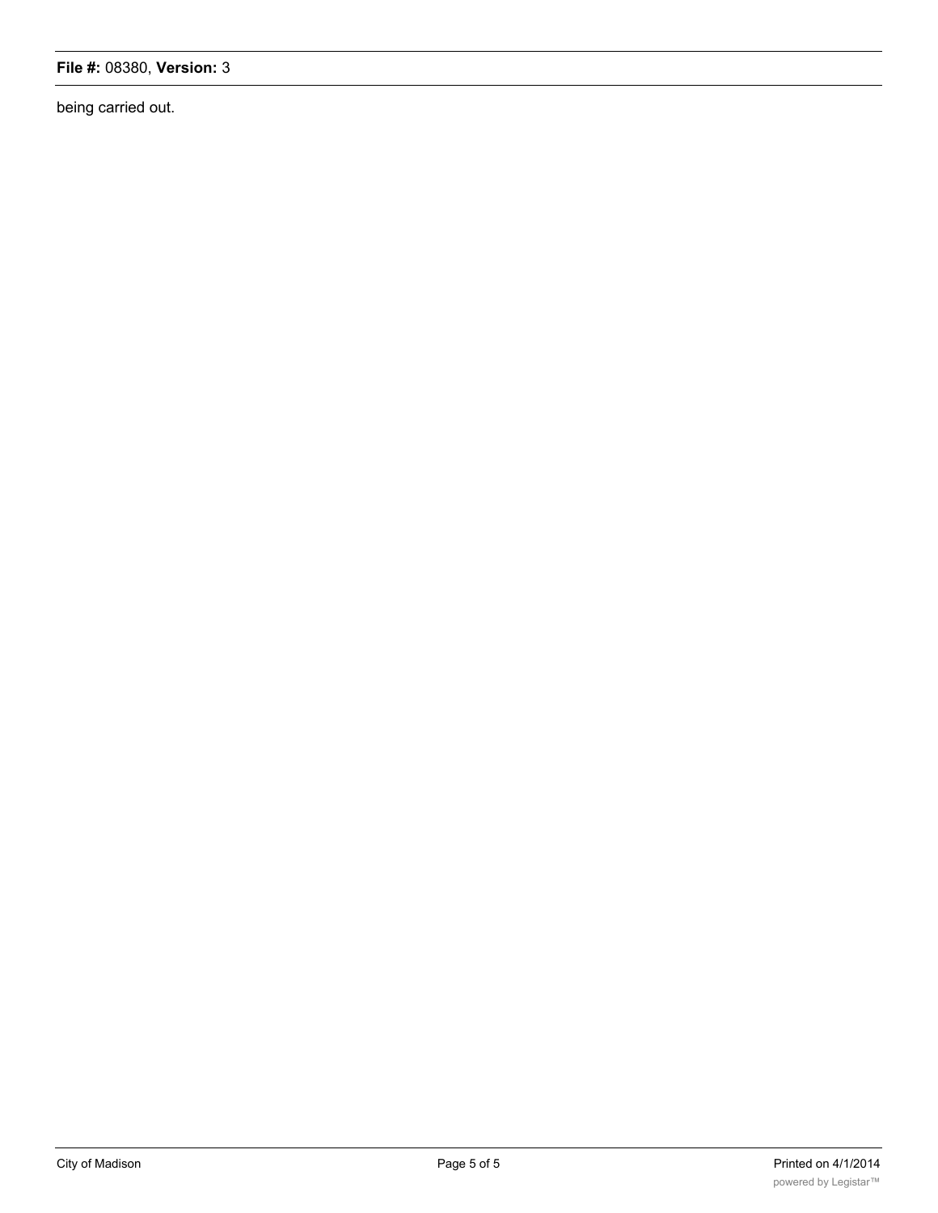being carried out.